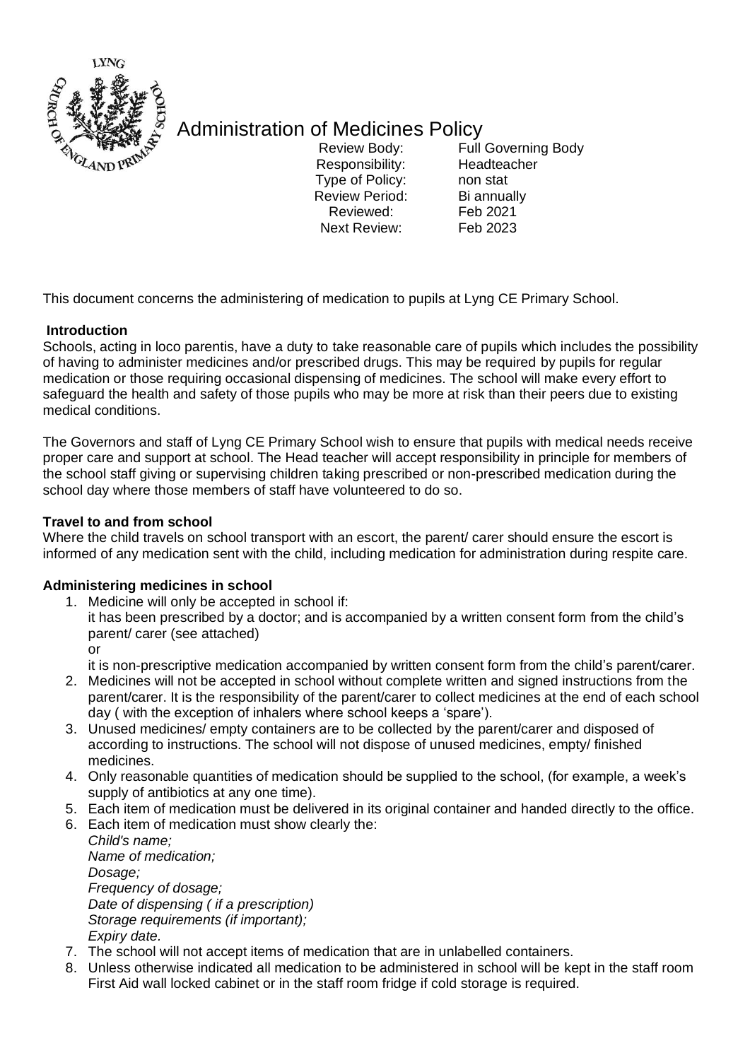# Administration of Medicines Policy

| Review Body: | Full Governing Body |
|---|---|
| Responsibility: | Headteacher |
| Type of Policy: | non stat |
| Review Period: | Bi annually |
| Reviewed: | Feb 2021 |
| Next Review: | Feb 2023 |

This document concerns the administering of medication to pupils at Lyng CE Primary School.

**Introduction**

Schools, acting in loco parentis, have a duty to take reasonable care of pupils which includes the possibility of having to administer medicines and/or prescribed drugs. This may be required by pupils for regular medication or those requiring occasional dispensing of medicines. The school will make every effort to safeguard the health and safety of those pupils who may be more at risk than their peers due to existing medical conditions.

The Governors and staff of Lyng CE Primary School wish to ensure that pupils with medical needs receive proper care and support at school. The Head teacher will accept responsibility in principle for members of the school staff giving or supervising children taking prescribed or non-prescribed medication during the school day where those members of staff have volunteered to do so.

**Travel to and from school**

Where the child travels on school transport with an escort, the parent/ carer should ensure the escort is informed of any medication sent with the child, including medication for administration during respite care.

**Administering medicines in school**

1. Medicine will only be accepted in school if:
   it has been prescribed by a doctor; and is accompanied by a written consent form from the child's parent/ carer (see attached)
   or
   it is non-prescriptive medication accompanied by written consent form from the child's parent/carer.
2. Medicines will not be accepted in school without complete written and signed instructions from the parent/carer. It is the responsibility of the parent/carer to collect medicines at the end of each school day ( with the exception of inhalers where school keeps a 'spare').
3. Unused medicines/ empty containers are to be collected by the parent/carer and disposed of according to instructions. The school will not dispose of unused medicines, empty/ finished medicines.
4. Only reasonable quantities of medication should be supplied to the school, (for example, a week's supply of antibiotics at any one time).
5. Each item of medication must be delivered in its original container and handed directly to the office.
6. Each item of medication must show clearly the:
   *Child's name;*
   *Name of medication;*
   *Dosage;*
   *Frequency of dosage;*
   *Date of dispensing ( if a prescription)*
   *Storage requirements (if important);*
   *Expiry date.*
7. The school will not accept items of medication that are in unlabelled containers.
8. Unless otherwise indicated all medication to be administered in school will be kept in the staff room First Aid wall locked cabinet or in the staff room fridge if cold storage is required.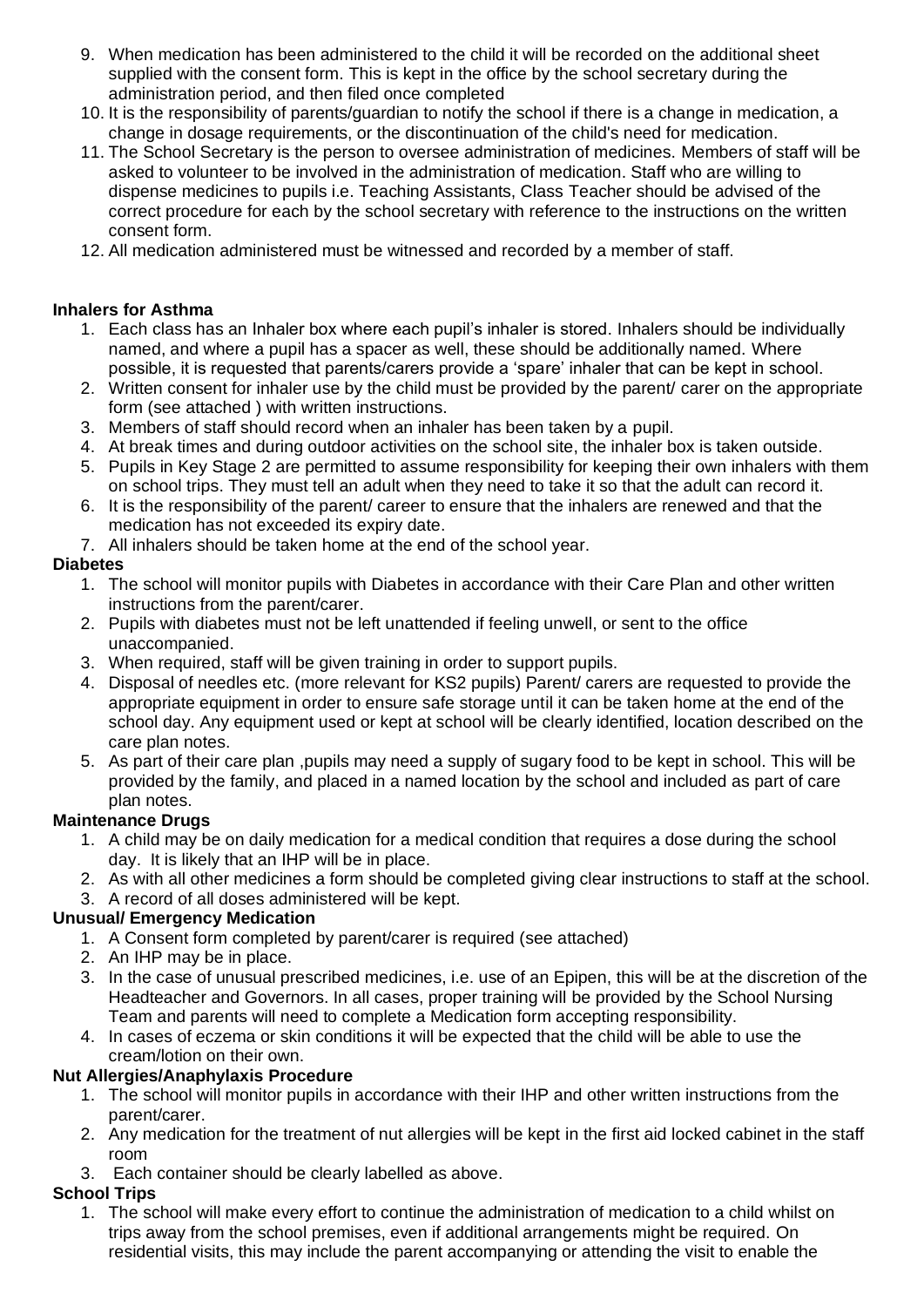9. When medication has been administered to the child it will be recorded on the additional sheet supplied with the consent form. This is kept in the office by the school secretary during the administration period, and then filed once completed
10. It is the responsibility of parents/guardian to notify the school if there is a change in medication, a change in dosage requirements, or the discontinuation of the child's need for medication.
11. The School Secretary is the person to oversee administration of medicines. Members of staff will be asked to volunteer to be involved in the administration of medication. Staff who are willing to dispense medicines to pupils i.e. Teaching Assistants, Class Teacher should be advised of the correct procedure for each by the school secretary with reference to the instructions on the written consent form.
12. All medication administered must be witnessed and recorded by a member of staff.

**Inhalers for Asthma**

1. Each class has an Inhaler box where each pupil's inhaler is stored. Inhalers should be individually named, and where a pupil has a spacer as well, these should be additionally named. Where possible, it is requested that parents/carers provide a 'spare' inhaler that can be kept in school.
2. Written consent for inhaler use by the child must be provided by the parent/ carer on the appropriate form (see attached ) with written instructions.
3. Members of staff should record when an inhaler has been taken by a pupil.
4. At break times and during outdoor activities on the school site, the inhaler box is taken outside.
5. Pupils in Key Stage 2 are permitted to assume responsibility for keeping their own inhalers with them on school trips. They must tell an adult when they need to take it so that the adult can record it.
6. It is the responsibility of the parent/ career to ensure that the inhalers are renewed and that the medication has not exceeded its expiry date.
7. All inhalers should be taken home at the end of the school year.

**Diabetes**

1. The school will monitor pupils with Diabetes in accordance with their Care Plan and other written instructions from the parent/carer.
2. Pupils with diabetes must not be left unattended if feeling unwell, or sent to the office unaccompanied.
3. When required, staff will be given training in order to support pupils.
4. Disposal of needles etc. (more relevant for KS2 pupils) Parent/ carers are requested to provide the appropriate equipment in order to ensure safe storage until it can be taken home at the end of the school day. Any equipment used or kept at school will be clearly identified, location described on the care plan notes.
5. As part of their care plan ,pupils may need a supply of sugary food to be kept in school. This will be provided by the family, and placed in a named location by the school and included as part of care plan notes.

**Maintenance Drugs**

1. A child may be on daily medication for a medical condition that requires a dose during the school day. It is likely that an IHP will be in place.
2. As with all other medicines a form should be completed giving clear instructions to staff at the school.
3. A record of all doses administered will be kept.

**Unusual/ Emergency Medication**

1. A Consent form completed by parent/carer is required (see attached)
2. An IHP may be in place.
3. In the case of unusual prescribed medicines, i.e. use of an Epipen, this will be at the discretion of the Headteacher and Governors. In all cases, proper training will be provided by the School Nursing Team and parents will need to complete a Medication form accepting responsibility.
4. In cases of eczema or skin conditions it will be expected that the child will be able to use the cream/lotion on their own.

**Nut Allergies/Anaphylaxis Procedure**

1. The school will monitor pupils in accordance with their IHP and other written instructions from the parent/carer.
2. Any medication for the treatment of nut allergies will be kept in the first aid locked cabinet in the staff room
3. Each container should be clearly labelled as above.

**School Trips**

1. The school will make every effort to continue the administration of medication to a child whilst on trips away from the school premises, even if additional arrangements might be required. On residential visits, this may include the parent accompanying or attending the visit to enable the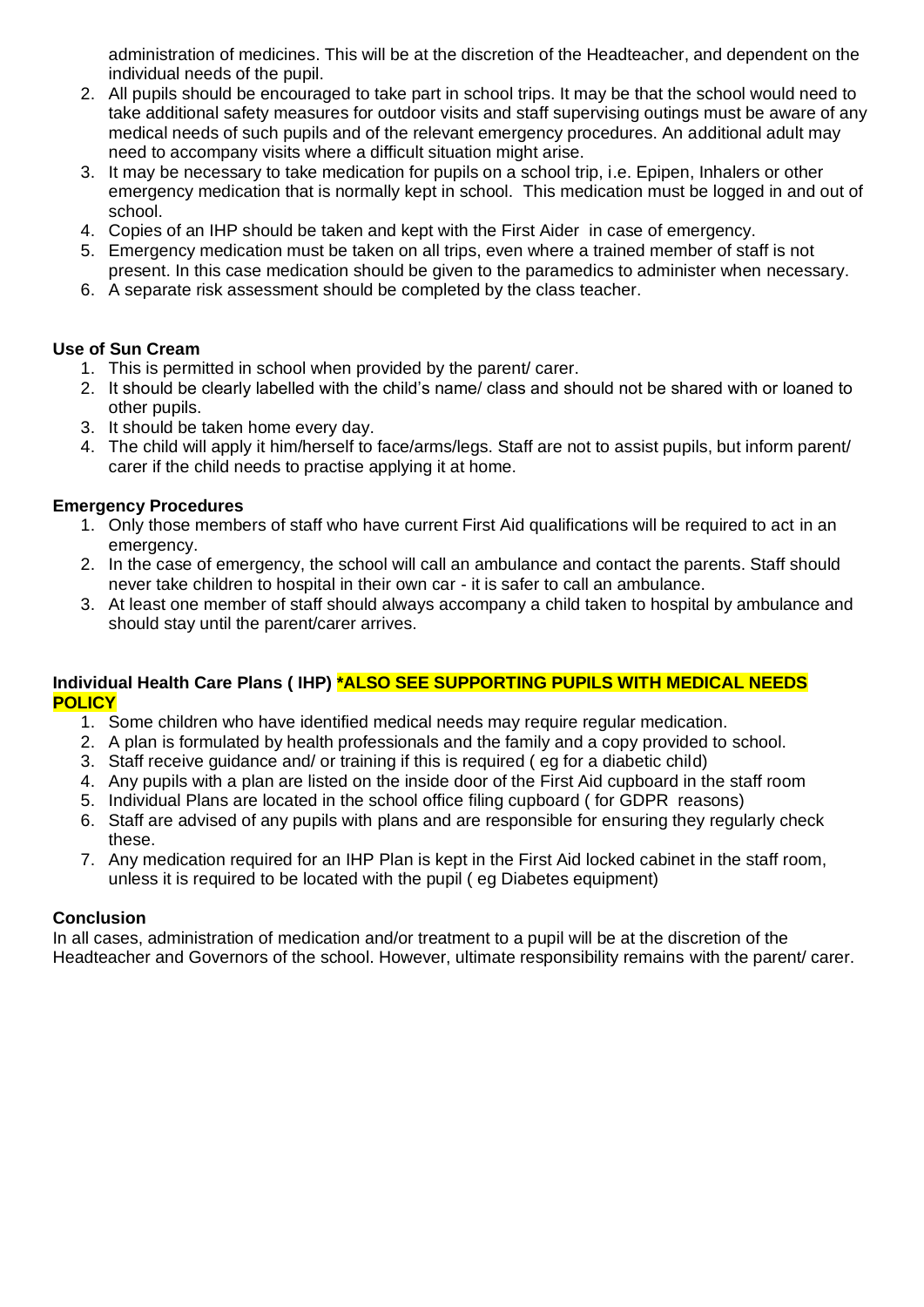administration of medicines. This will be at the discretion of the Headteacher, and dependent on the individual needs of the pupil.

2. All pupils should be encouraged to take part in school trips. It may be that the school would need to take additional safety measures for outdoor visits and staff supervising outings must be aware of any medical needs of such pupils and of the relevant emergency procedures. An additional adult may need to accompany visits where a difficult situation might arise.
3. It may be necessary to take medication for pupils on a school trip, i.e. Epipen, Inhalers or other emergency medication that is normally kept in school. This medication must be logged in and out of school.
4. Copies of an IHP should be taken and kept with the First Aider in case of emergency.
5. Emergency medication must be taken on all trips, even where a trained member of staff is not present. In this case medication should be given to the paramedics to administer when necessary.
6. A separate risk assessment should be completed by the class teacher.

**Use of Sun Cream**

1. This is permitted in school when provided by the parent/ carer.
2. It should be clearly labelled with the child's name/ class and should not be shared with or loaned to other pupils.
3. It should be taken home every day.
4. The child will apply it him/herself to face/arms/legs. Staff are not to assist pupils, but inform parent/ carer if the child needs to practise applying it at home.

**Emergency Procedures**

1. Only those members of staff who have current First Aid qualifications will be required to act in an emergency.
2. In the case of emergency, the school will call an ambulance and contact the parents. Staff should never take children to hospital in their own car - it is safer to call an ambulance.
3. At least one member of staff should always accompany a child taken to hospital by ambulance and should stay until the parent/carer arrives.

**Individual Health Care Plans ( IHP) *ALSO SEE SUPPORTING PUPILS WITH MEDICAL NEEDS POLICY**

1. Some children who have identified medical needs may require regular medication.
2. A plan is formulated by health professionals and the family and a copy provided to school.
3. Staff receive guidance and/ or training if this is required ( eg for a diabetic child)
4. Any pupils with a plan are listed on the inside door of the First Aid cupboard in the staff room
5. Individual Plans are located in the school office filing cupboard ( for GDPR reasons)
6. Staff are advised of any pupils with plans and are responsible for ensuring they regularly check these.
7. Any medication required for an IHP Plan is kept in the First Aid locked cabinet in the staff room, unless it is required to be located with the pupil ( eg Diabetes equipment)

**Conclusion**

In all cases, administration of medication and/or treatment to a pupil will be at the discretion of the Headteacher and Governors of the school. However, ultimate responsibility remains with the parent/ carer.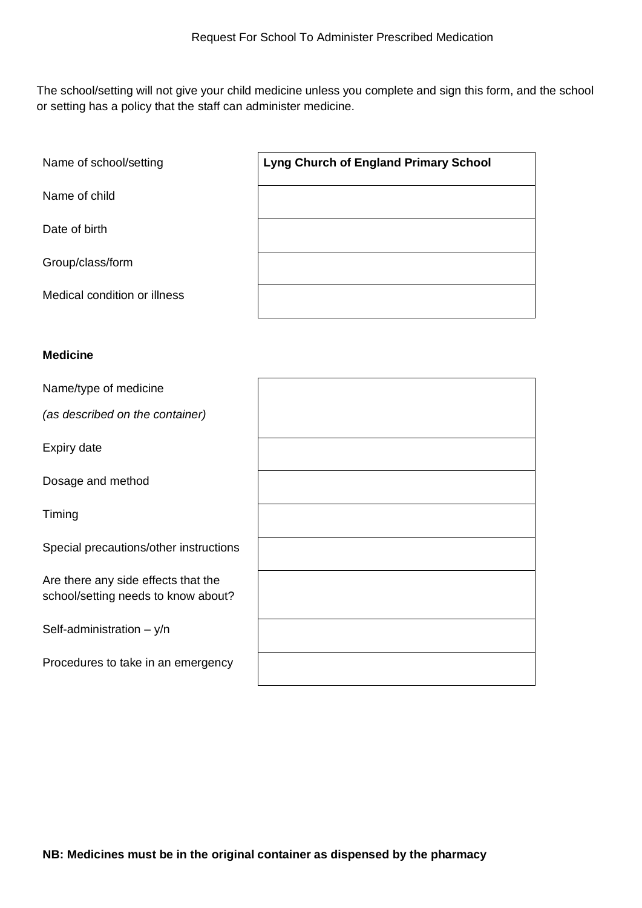Request For School To Administer Prescribed Medication

The school/setting will not give your child medicine unless you complete and sign this form, and the school or setting has a policy that the staff can administer medicine.

| | |
|---|---|
| Name of school/setting | **Lyng Church of England Primary School** |
| Name of child | |
| Date of birth | |
| Group/class/form | |
| Medical condition or illness | |

**Medicine**

| | |
|---|---|
| Name/type of medicine *(as described on the container)* | |
| Expiry date | |
| Dosage and method | |
| Timing | |
| Special precautions/other instructions | |
| Are there any side effects that the school/setting needs to know about? | |
| Self-administration – y/n | |
| Procedures to take in an emergency | |

**NB: Medicines must be in the original container as dispensed by the pharmacy**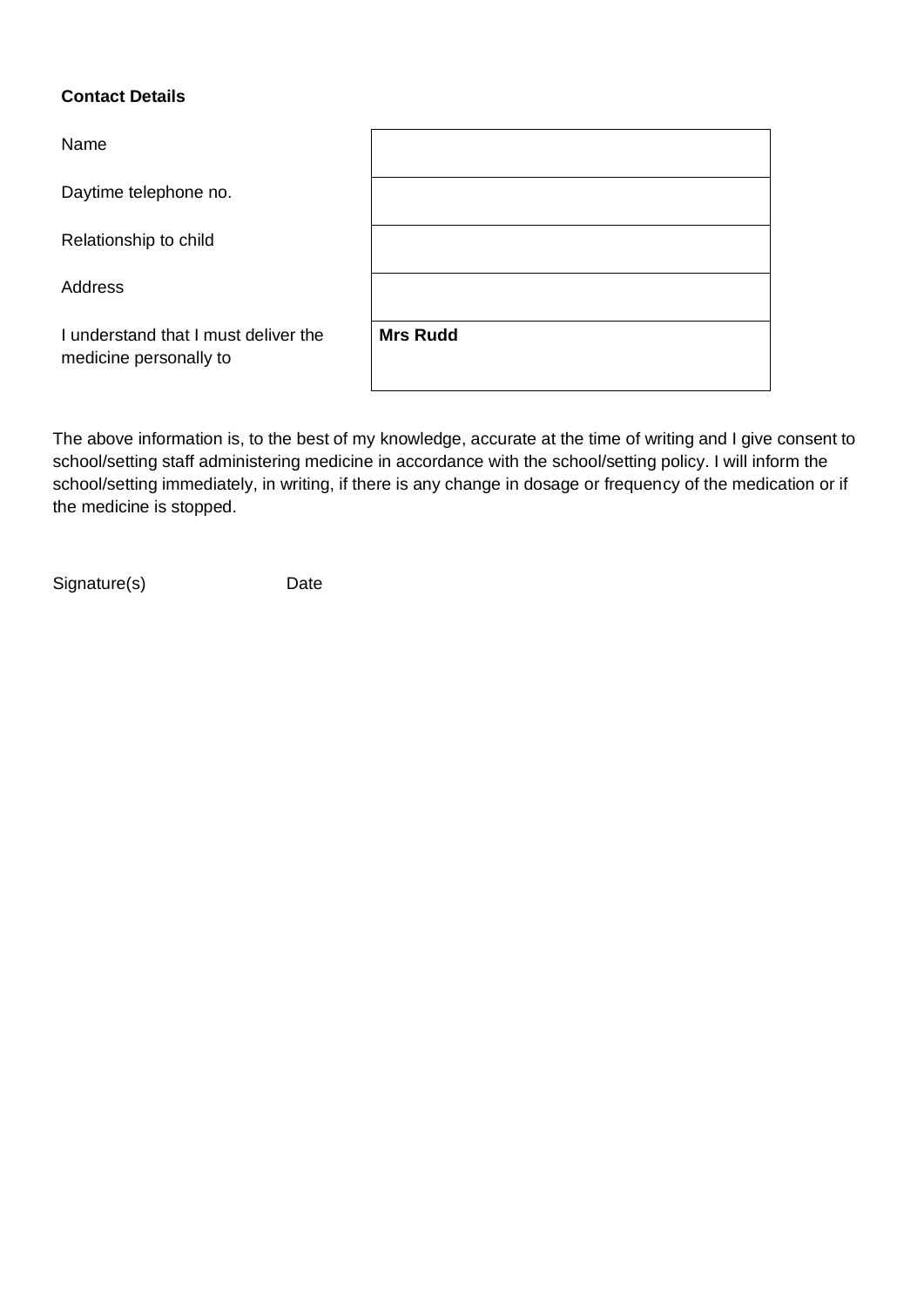**Contact Details**

| | |
|---|---|
| Name | |
| Daytime telephone no. | |
| Relationship to child | |
| Address | |
| I understand that I must deliver the medicine personally to | **Mrs Rudd** |

The above information is, to the best of my knowledge, accurate at the time of writing and I give consent to school/setting staff administering medicine in accordance with the school/setting policy. I will inform the school/setting immediately, in writing, if there is any change in dosage or frequency of the medication or if the medicine is stopped.

Signature(s) Date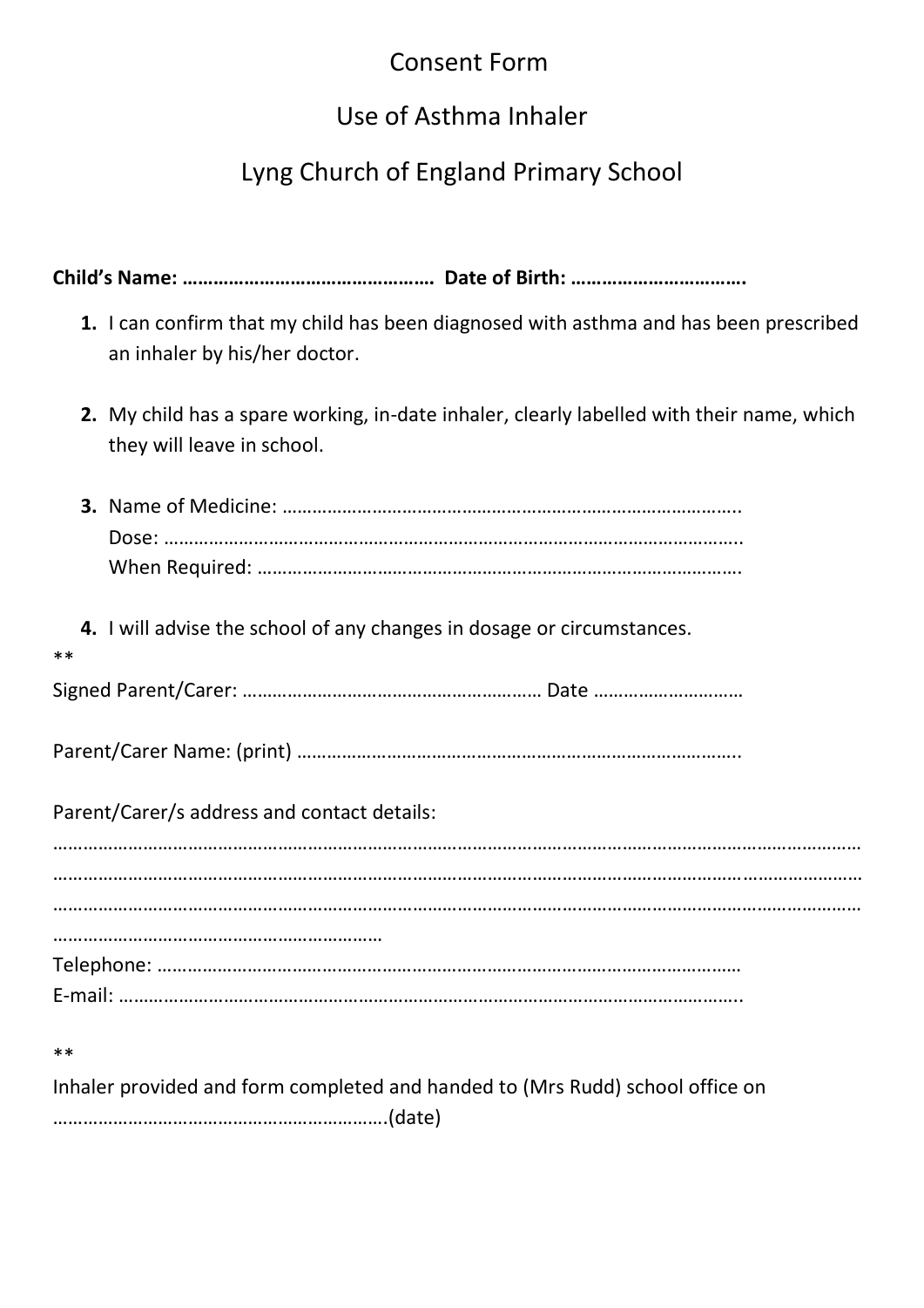# Consent Form

## Use of Asthma Inhaler

## Lyng Church of England Primary School

**Child's Name: ………………………………………… Date of Birth: …………………………….**

1. I can confirm that my child has been diagnosed with asthma and has been prescribed an inhaler by his/her doctor.

2. My child has a spare working, in-date inhaler, clearly labelled with their name, which they will leave in school.

3. Name of Medicine: ……………………………………………………………………………….
   Dose: ………………………………………………………………………………………………….
   When Required: ……………………………………………………………………………………

4. I will advise the school of any changes in dosage or circumstances.

**

Signed Parent/Carer: …………………………………………………… Date ………………………..

Parent/Carer Name: (print) ……………………………………………………………………………..

Parent/Carer/s address and contact details:
……………………………………………………………………………………………………………………………………
……………………………………………………………………………………………………………………………………
……………………………………………………………………………………………………………………………………
…………………………………………………………
Telephone: ……………………………………………………………………………………………………
E-mail: ………………………………………………………………………………………………………….

**

Inhaler provided and form completed and handed to (Mrs Rudd) school office on
………………………………………………………….(date)